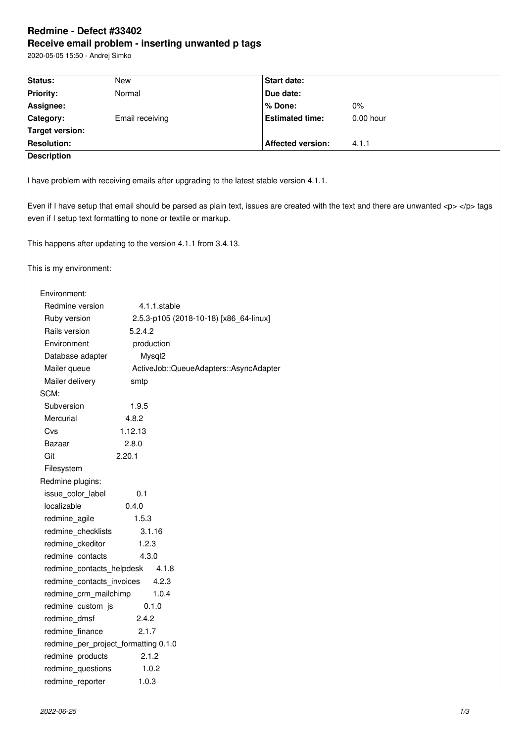# Redmine - Defect #33402

## Receive email problem - inserting unwanted p tags

2020-05-05 15:50 - Andrej Simko

| Status: | New | Start date: | |
|---|---|---|---|
| Priority: | Normal | Due date: | |
| Assignee: | | % Done: | 0% |
| Category: | Email receiving | Estimated time: | 0.00 hour |
| Target version: | | | |
| Resolution: | | Affected version: | 4.1.1 |

**Description**

I have problem with receiving emails after upgrading to the latest stable version 4.1.1.

Even if I have setup that email should be parsed as plain text, issues are created with the text and there are unwanted <p> </p> tags even if I setup text formatting to none or textile or markup.

This happens after updating to the version 4.1.1 from 3.4.13.

This is my environment:

```
Environment:
  Redmine version                4.1.1.stable
  Ruby version                   2.5.3-p105 (2018-10-18) [x86_64-linux]
  Rails version                  5.2.4.2
  Environment                    production
  Database adapter               Mysql2
  Mailer queue                   ActiveJob::QueueAdapters::AsyncAdapter
  Mailer delivery                smtp
SCM:
  Subversion                     1.9.5
  Mercurial                      4.8.2
  Cvs                            1.12.13
  Bazaar                         2.8.0
  Git                            2.20.1
  Filesystem
Redmine plugins:
  issue_color_label              0.1
  localizable                    0.4.0
  redmine_agile                  1.5.3
  redmine_checklists             3.1.16
  redmine_ckeditor               1.2.3
  redmine_contacts               4.3.0
  redmine_contacts_helpdesk      4.1.8
  redmine_contacts_invoices      4.2.3
  redmine_crm_mailchimp          1.0.4
  redmine_custom_js              0.1.0
  redmine_dmsf                   2.4.2
  redmine_finance                2.1.7
  redmine_per_project_formatting 0.1.0
  redmine_products               2.1.2
  redmine_questions              1.0.2
  redmine_reporter               1.0.3
```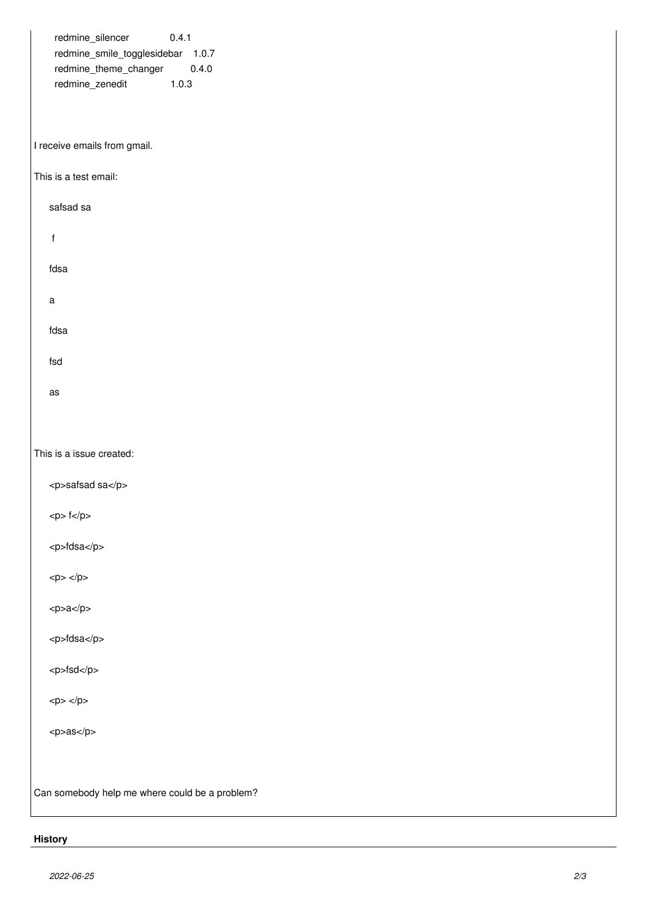```
redmine_silencer             0.4.1
redmine_smile_togglesidebar  1.0.7
redmine_theme_changer        0.4.0
redmine_zenedit              1.0.3
```

I receive emails from gmail.

This is a test email:

```
safsad sa

 f

fdsa

a

fdsa

fsd

as
```

This is a issue created:

```
<p>safsad sa</p>

<p> f</p>

<p>fdsa</p>

<p> </p>

<p>a</p>

<p>fdsa</p>

<p>fsd</p>

<p> </p>

<p>as</p>
```

Can somebody help me where could be a problem?

## History

2022-06-25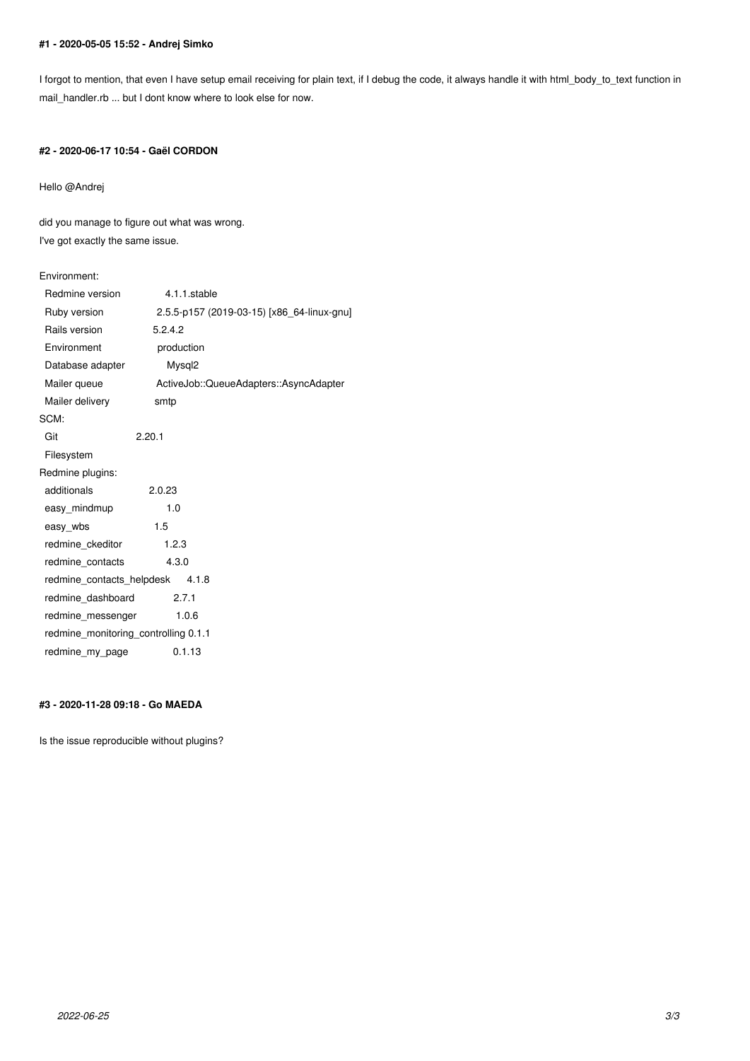#### #1 - 2020-05-05 15:52 - Andrej Simko

I forgot to mention, that even I have setup email receiving for plain text, if I debug the code, it always handle it with html_body_to_text function in mail_handler.rb ... but I dont know where to look else for now.

#### #2 - 2020-06-17 10:54 - Gaël CORDON

Hello @Andrej

did you manage to figure out what was wrong.
I've got exactly the same issue.

```
Environment:
  Redmine version                4.1.1.stable
  Ruby version                   2.5.5-p157 (2019-03-15) [x86_64-linux-gnu]
  Rails version                  5.2.4.2
  Environment                    production
  Database adapter               Mysql2
  Mailer queue                   ActiveJob::QueueAdapters::AsyncAdapter
  Mailer delivery                smtp
SCM:
  Git                            2.20.1
  Filesystem
Redmine plugins:
  additionals                    2.0.23
  easy_mindmup                   1.0
  easy_wbs                       1.5
  redmine_ckeditor               1.2.3
  redmine_contacts               4.3.0
  redmine_contacts_helpdesk      4.1.8
  redmine_dashboard              2.7.1
  redmine_messenger              1.0.6
  redmine_monitoring_controlling 0.1.1
  redmine_my_page                0.1.13
```

#### #3 - 2020-11-28 09:18 - Go MAEDA

Is the issue reproducible without plugins?